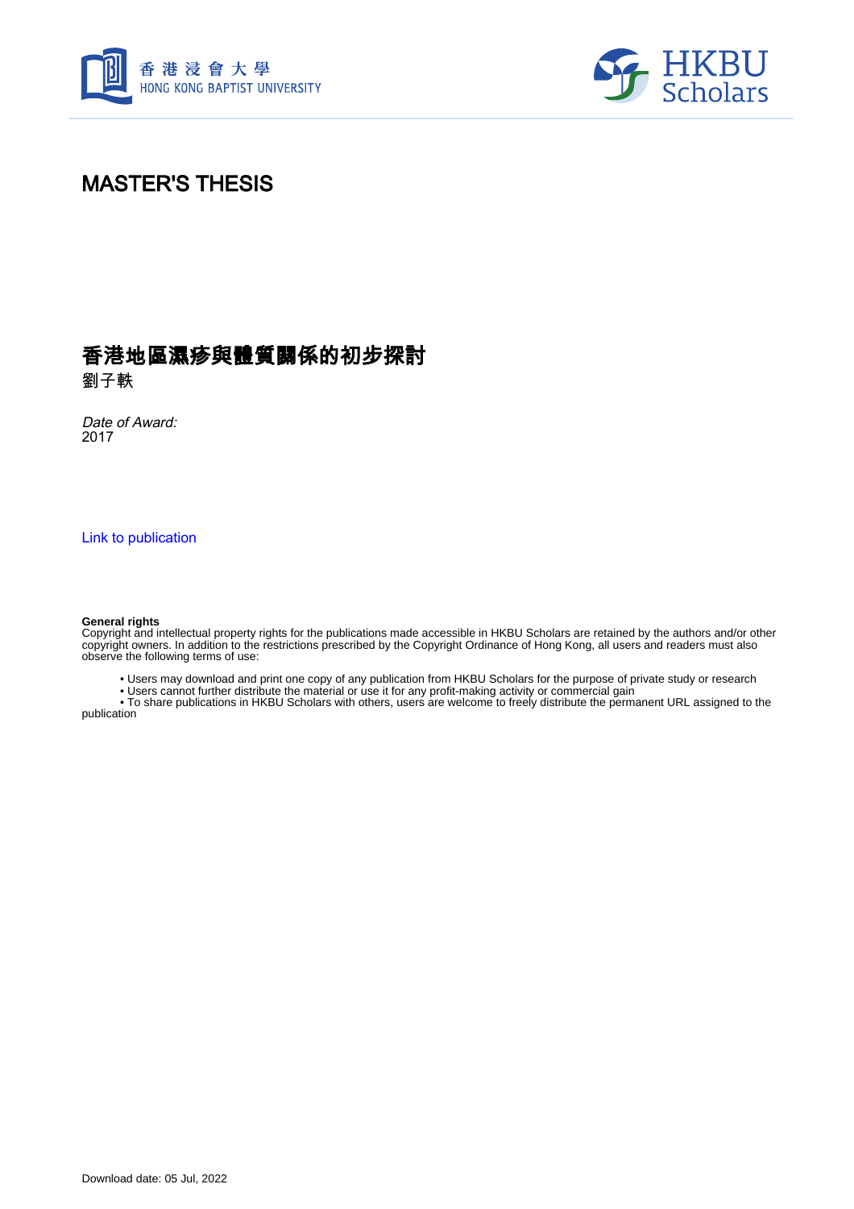香港浸會大學
HONG KONG BAPTIST UNIVERSITY

HKBU Scholars

# MASTER'S THESIS

## 香港地區濕疹與體質關係的初步探討

劉子軼

*Date of Award:*
2017

Link to publication

**General rights**
Copyright and intellectual property rights for the publications made accessible in HKBU Scholars are retained by the authors and/or other copyright owners. In addition to the restrictions prescribed by the Copyright Ordinance of Hong Kong, all users and readers must also observe the following terms of use:

- Users may download and print one copy of any publication from HKBU Scholars for the purpose of private study or research
- Users cannot further distribute the material or use it for any profit-making activity or commercial gain
- To share publications in HKBU Scholars with others, users are welcome to freely distribute the permanent URL assigned to the publication

Download date: 05 Jul, 2022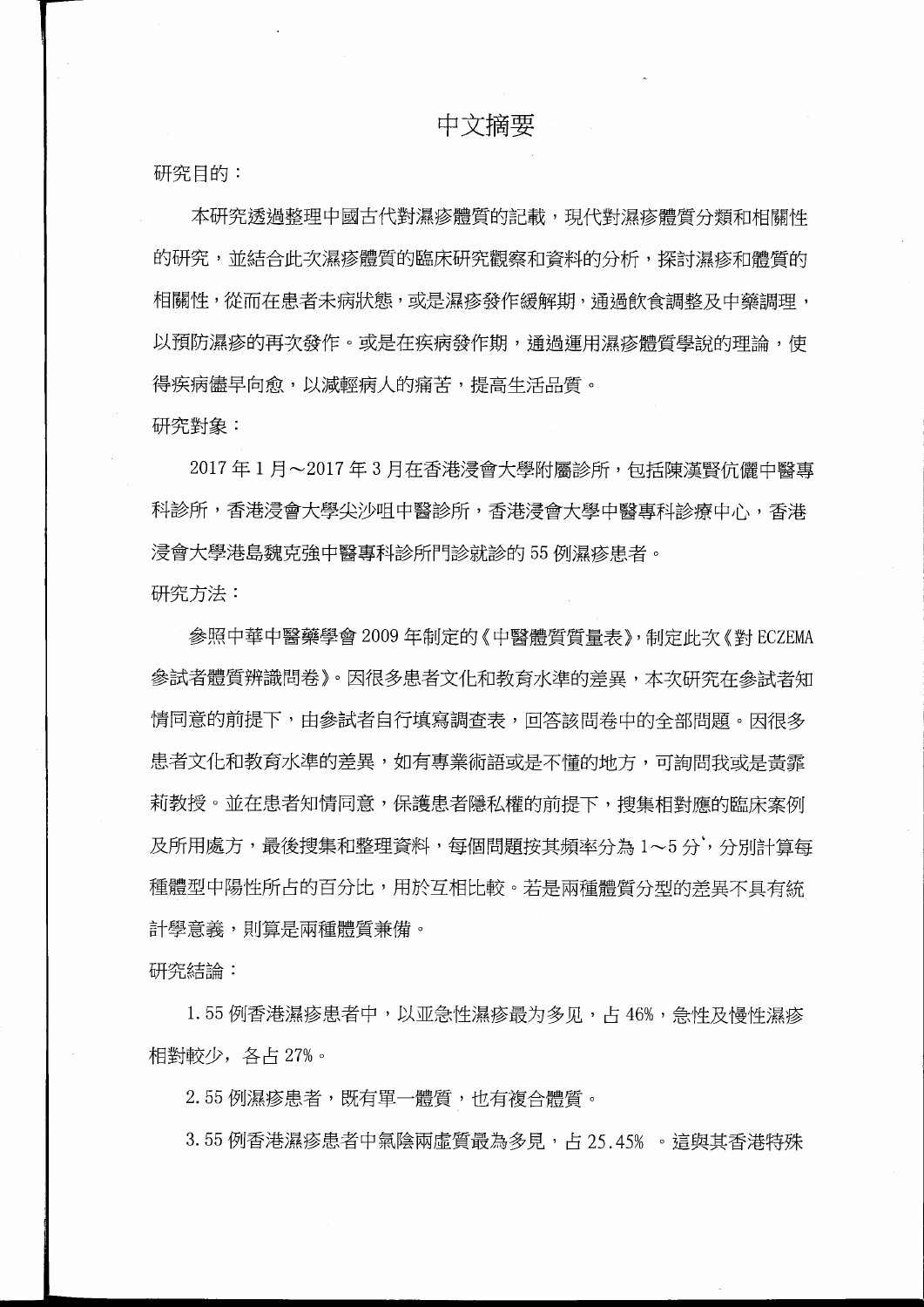# 中文摘要

研究目的：

本研究透過整理中國古代對濕疹體質的記載，現代對濕疹體質分類和相關性的研究，並結合此次濕疹體質的臨床研究觀察和資料的分析，探討濕疹和體質的相關性，從而在患者未病狀態，或是濕疹發作緩解期，通過飲食調整及中藥調理，以預防濕疹的再次發作。或是在疾病發作期，通過運用濕疹體質學說的理論，使得疾病儘早向愈，以減輕病人的痛苦，提高生活品質。

研究對象：

2017 年 1 月～2017 年 3 月在香港浸會大學附屬診所，包括陳漢賢伉儷中醫專科診所，香港浸會大學尖沙咀中醫診所，香港浸會大學中醫專科診療中心，香港浸會大學港島魏克強中醫專科診所門診就診的 55 例濕疹患者。

研究方法：

參照中華中醫藥學會 2009 年制定的《中醫體質質量表》，制定此次《對 ECZEMA 參試者體質辨識問卷》。因很多患者文化和教育水準的差異，本次研究在參試者知情同意的前提下，由參試者自行填寫調查表，回答該問卷中的全部問題。因很多患者文化和教育水準的差異，如有專業術語或是不懂的地方，可詢問我或是黃霏莉教授。並在患者知情同意，保護患者隱私權的前提下，搜集相對應的臨床案例及所用處方，最後搜集和整理資料，每個問題按其頻率分為 1～5 分，分別計算每種體型中陽性所占的百分比，用於互相比較。若是兩種體質分型的差異不具有統計學意義，則算是兩種體質兼備。

研究結論：

1. 55 例香港濕疹患者中，以亚急性濕疹最為多见，占 46%，急性及慢性濕疹相對較少，各占 27%。

2. 55 例濕疹患者，既有單一體質，也有複合體質。

3. 55 例香港濕疹患者中氣陰兩虛質最為多見，占 25.45% 。這與其香港特殊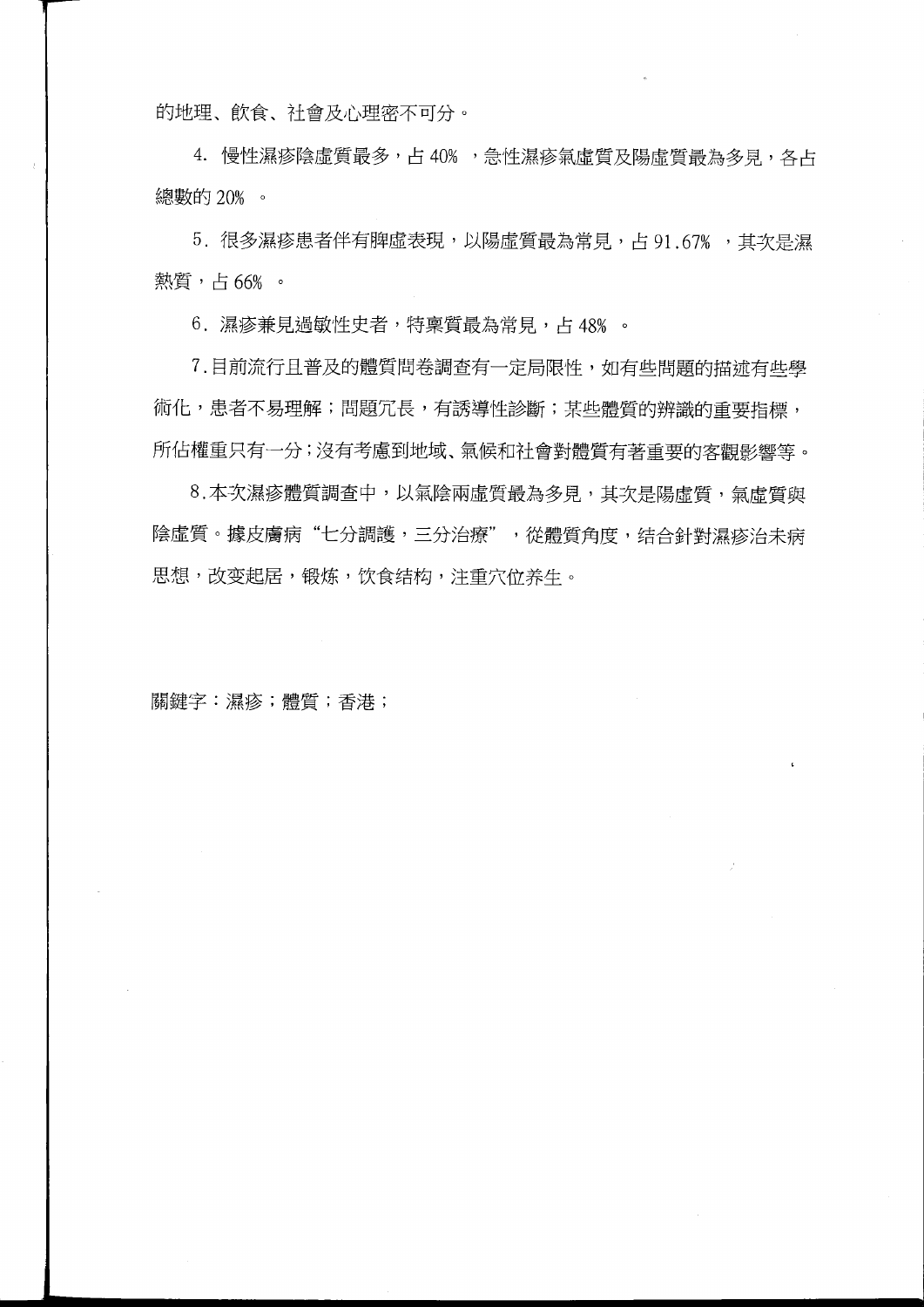的地理、飲食、社會及心理密不可分。

4. 慢性濕疹陰虛質最多，占 40% ，急性濕疹氣虛質及陽虛質最為多見，各占總數的 20% 。

5. 很多濕疹患者伴有脾虛表現，以陽虛質最為常見，占 91.67% ，其次是濕熱質，占 66% 。

6. 濕疹兼見過敏性史者，特稟質最為常見，占 48% 。

7. 目前流行且普及的體質問卷調查有一定局限性，如有些問題的描述有些學術化，患者不易理解；問題冗長，有誘導性診斷；某些體質的辨識的重要指標，所佔權重只有一分；沒有考慮到地域、氣候和社會對體質有著重要的客觀影響等。

8. 本次濕疹體質調查中，以氣陰兩虛質最為多見，其次是陽虛質，氣虛質與陰虛質。據皮膚病"七分調護，三分治療"，從體質角度，結合針對濕疹治未病思想，改变起居，锻炼，饮食结构，注重穴位养生。

關鍵字：濕疹；體質；香港；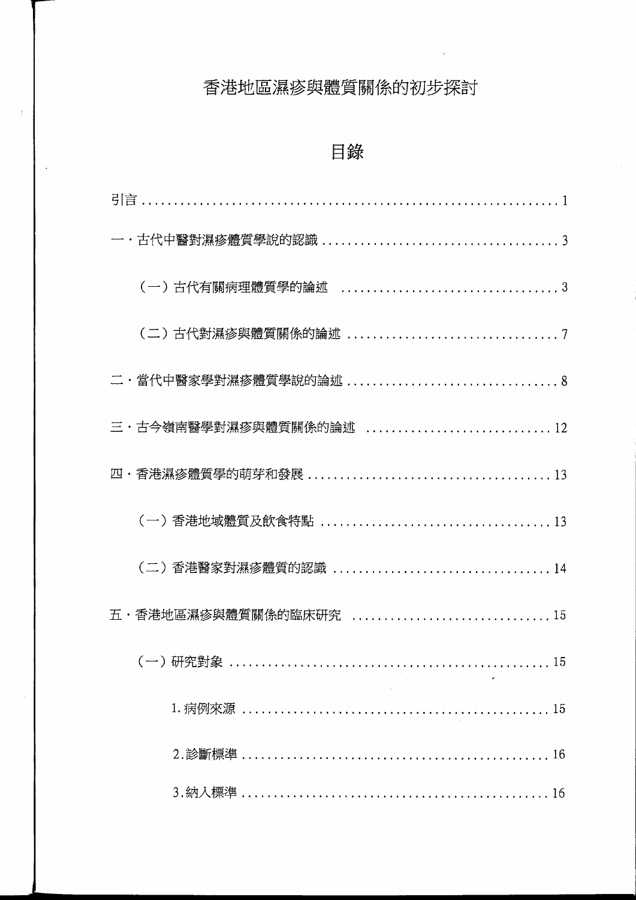# 香港地區濕疹與體質關係的初步探討

## 目錄

引言 ........................................................................ 1

一．古代中醫對濕疹體質學說的認識 .................................... 3

　　（一）古代有關病理體質學的論述 .................................... 3

　　（二）古代對濕疹與體質關係的論述 .................................. 7

二．當代中醫家學對濕疹體質學說的論述 ................................ 8

三．古今嶺南醫學對濕疹與體質關係的論述 ............................ 12

四．香港濕疹體質學的萌芽和發展 ...................................... 13

　　（一）香港地域體質及飲食特點 ...................................... 13

　　（二）香港醫家對濕疹體質的認識 .................................... 14

五．香港地區濕疹與體質關係的臨床研究 .............................. 15

　　（一）研究對象 .................................................... 15

　　　　1. 病例來源 .................................................. 15

　　　　2. 診斷標準 .................................................. 16

　　　　3. 納入標準 .................................................. 16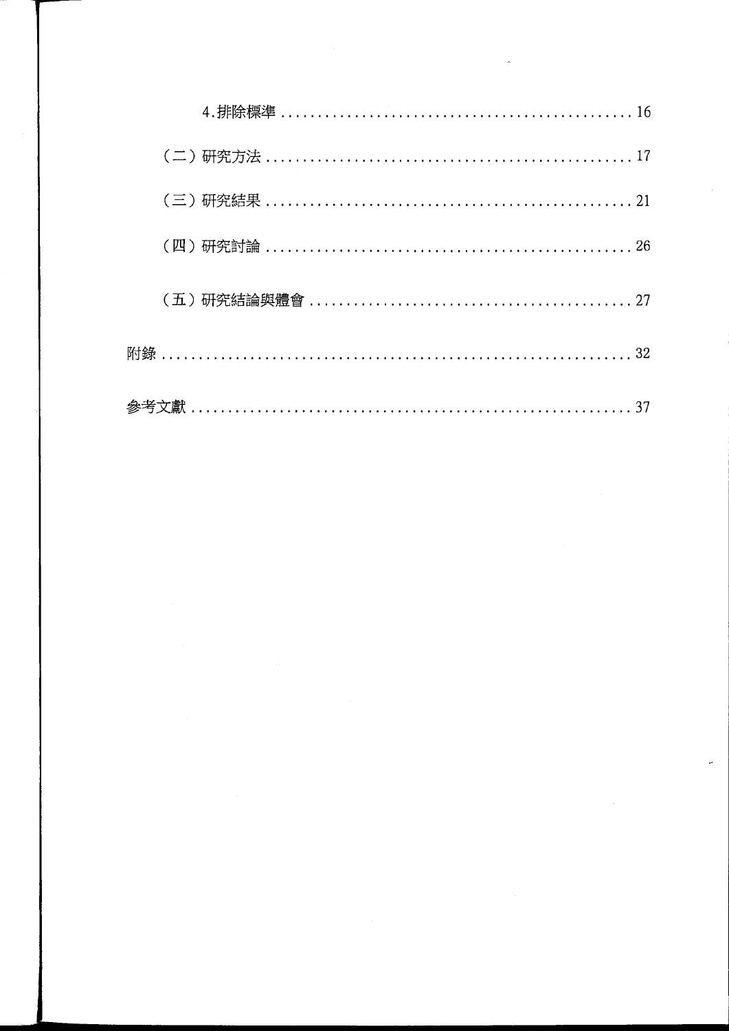4.排除標準 ................................................ 16

（二）研究方法 ................................................ 17

（三）研究結果 ................................................ 21

（四）研究討論 ................................................ 26

（五）研究結論與體會 ........................................... 27

附錄 ......................................................... 32

參考文獻 ..................................................... 37